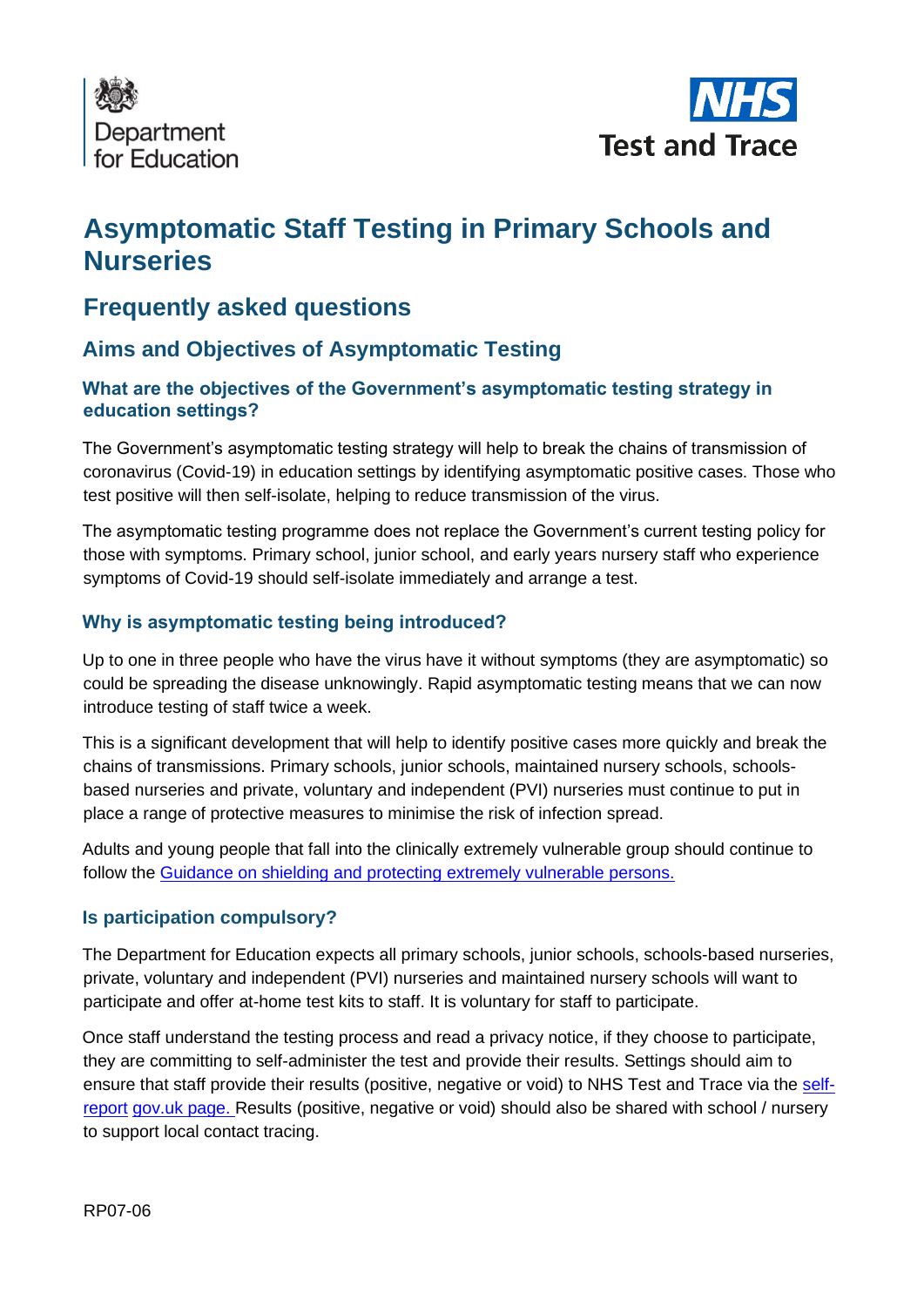Department for Education

NHS Test and Trace

# Asymptomatic Staff Testing in Primary Schools and Nurseries

## Frequently asked questions

## Aims and Objectives of Asymptomatic Testing

### What are the objectives of the Government's asymptomatic testing strategy in education settings?

The Government's asymptomatic testing strategy will help to break the chains of transmission of coronavirus (Covid-19) in education settings by identifying asymptomatic positive cases. Those who test positive will then self-isolate, helping to reduce transmission of the virus.

The asymptomatic testing programme does not replace the Government's current testing policy for those with symptoms. Primary school, junior school, and early years nursery staff who experience symptoms of Covid-19 should self-isolate immediately and arrange a test.

### Why is asymptomatic testing being introduced?

Up to one in three people who have the virus have it without symptoms (they are asymptomatic) so could be spreading the disease unknowingly. Rapid asymptomatic testing means that we can now introduce testing of staff twice a week.

This is a significant development that will help to identify positive cases more quickly and break the chains of transmissions. Primary schools, junior schools, maintained nursery schools, schools-based nurseries and private, voluntary and independent (PVI) nurseries must continue to put in place a range of protective measures to minimise the risk of infection spread.

Adults and young people that fall into the clinically extremely vulnerable group should continue to follow the Guidance on shielding and protecting extremely vulnerable persons.

### Is participation compulsory?

The Department for Education expects all primary schools, junior schools, schools-based nurseries, private, voluntary and independent (PVI) nurseries and maintained nursery schools will want to participate and offer at-home test kits to staff. It is voluntary for staff to participate.

Once staff understand the testing process and read a privacy notice, if they choose to participate, they are committing to self-administer the test and provide their results. Settings should aim to ensure that staff provide their results (positive, negative or void) to NHS Test and Trace via the self-report gov.uk page. Results (positive, negative or void) should also be shared with school / nursery to support local contact tracing.

RP07-06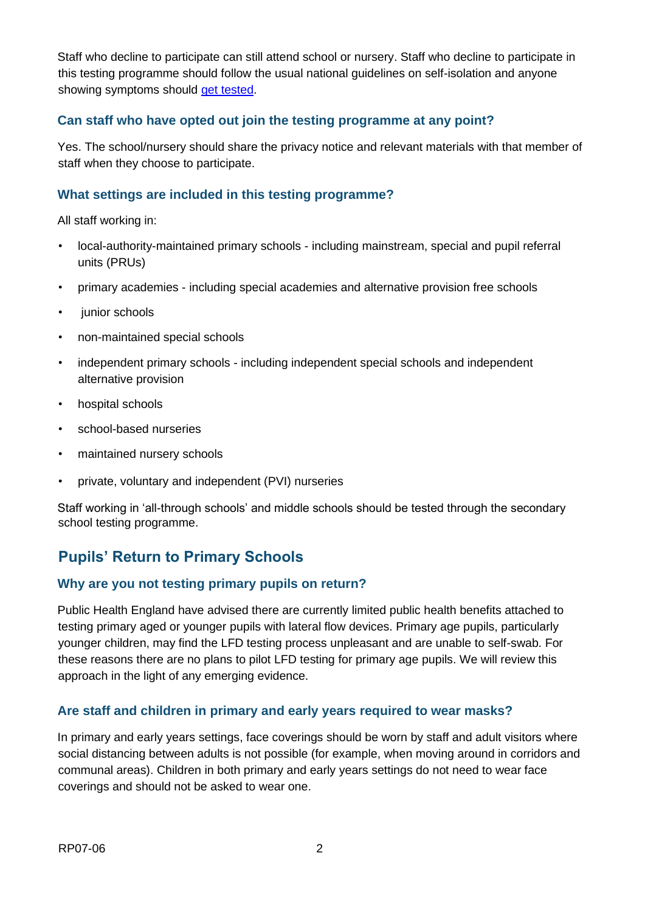Staff who decline to participate can still attend school or nursery. Staff who decline to participate in this testing programme should follow the usual national guidelines on self-isolation and anyone showing symptoms should [get tested](get tested).

### Can staff who have opted out join the testing programme at any point?

Yes. The school/nursery should share the privacy notice and relevant materials with that member of staff when they choose to participate.

### What settings are included in this testing programme?

All staff working in:

- local-authority-maintained primary schools - including mainstream, special and pupil referral units (PRUs)
- primary academies - including special academies and alternative provision free schools
- junior schools
- non-maintained special schools
- independent primary schools - including independent special schools and independent alternative provision
- hospital schools
- school-based nurseries
- maintained nursery schools
- private, voluntary and independent (PVI) nurseries

Staff working in 'all-through schools' and middle schools should be tested through the secondary school testing programme.

## Pupils' Return to Primary Schools

### Why are you not testing primary pupils on return?

Public Health England have advised there are currently limited public health benefits attached to testing primary aged or younger pupils with lateral flow devices. Primary age pupils, particularly younger children, may find the LFD testing process unpleasant and are unable to self-swab. For these reasons there are no plans to pilot LFD testing for primary age pupils. We will review this approach in the light of any emerging evidence.

### Are staff and children in primary and early years required to wear masks?

In primary and early years settings, face coverings should be worn by staff and adult visitors where social distancing between adults is not possible (for example, when moving around in corridors and communal areas). Children in both primary and early years settings do not need to wear face coverings and should not be asked to wear one.

RP07-06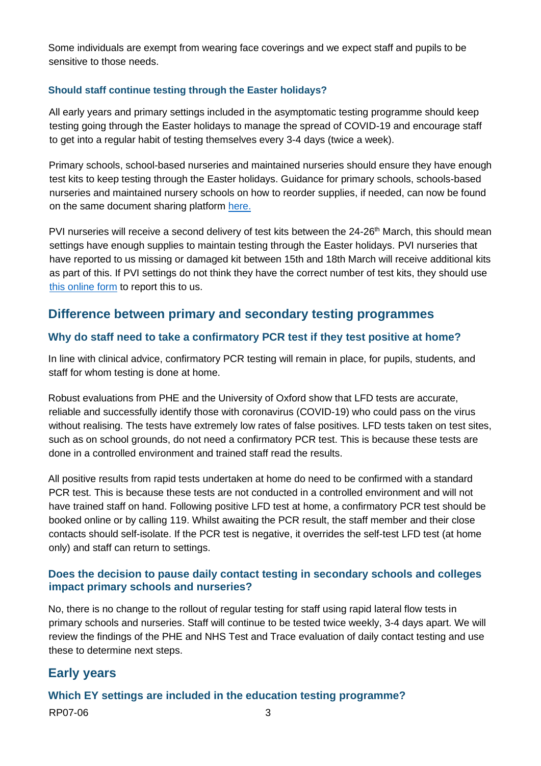Some individuals are exempt from wearing face coverings and we expect staff and pupils to be sensitive to those needs.

### Should staff continue testing through the Easter holidays?

All early years and primary settings included in the asymptomatic testing programme should keep testing going through the Easter holidays to manage the spread of COVID-19 and encourage staff to get into a regular habit of testing themselves every 3-4 days (twice a week).

Primary schools, school-based nurseries and maintained nurseries should ensure they have enough test kits to keep testing through the Easter holidays. Guidance for primary schools, schools-based nurseries and maintained nursery schools on how to reorder supplies, if needed, can now be found on the same document sharing platform here.

PVI nurseries will receive a second delivery of test kits between the 24-26th March, this should mean settings have enough supplies to maintain testing through the Easter holidays. PVI nurseries that have reported to us missing or damaged kit between 15th and 18th March will receive additional kits as part of this. If PVI settings do not think they have the correct number of test kits, they should use this online form to report this to us.

## Difference between primary and secondary testing programmes

### Why do staff need to take a confirmatory PCR test if they test positive at home?

In line with clinical advice, confirmatory PCR testing will remain in place, for pupils, students, and staff for whom testing is done at home.

Robust evaluations from PHE and the University of Oxford show that LFD tests are accurate, reliable and successfully identify those with coronavirus (COVID-19) who could pass on the virus without realising. The tests have extremely low rates of false positives. LFD tests taken on test sites, such as on school grounds, do not need a confirmatory PCR test. This is because these tests are done in a controlled environment and trained staff read the results.

All positive results from rapid tests undertaken at home do need to be confirmed with a standard PCR test. This is because these tests are not conducted in a controlled environment and will not have trained staff on hand. Following positive LFD test at home, a confirmatory PCR test should be booked online or by calling 119. Whilst awaiting the PCR result, the staff member and their close contacts should self-isolate. If the PCR test is negative, it overrides the self-test LFD test (at home only) and staff can return to settings.

### Does the decision to pause daily contact testing in secondary schools and colleges impact primary schools and nurseries?

No, there is no change to the rollout of regular testing for staff using rapid lateral flow tests in primary schools and nurseries. Staff will continue to be tested twice weekly, 3-4 days apart. We will review the findings of the PHE and NHS Test and Trace evaluation of daily contact testing and use these to determine next steps.

## Early years

### Which EY settings are included in the education testing programme?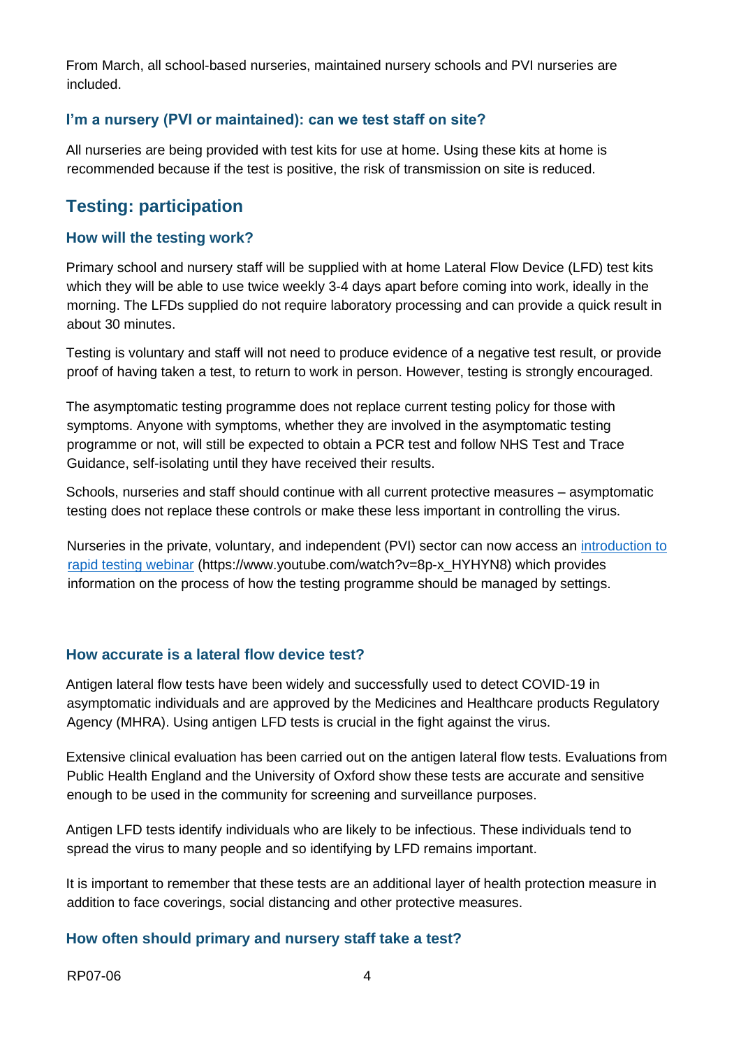From March, all school-based nurseries, maintained nursery schools and PVI nurseries are included.

### I'm a nursery (PVI or maintained): can we test staff on site?

All nurseries are being provided with test kits for use at home. Using these kits at home is recommended because if the test is positive, the risk of transmission on site is reduced.

## Testing: participation

### How will the testing work?

Primary school and nursery staff will be supplied with at home Lateral Flow Device (LFD) test kits which they will be able to use twice weekly 3-4 days apart before coming into work, ideally in the morning. The LFDs supplied do not require laboratory processing and can provide a quick result in about 30 minutes.

Testing is voluntary and staff will not need to produce evidence of a negative test result, or provide proof of having taken a test, to return to work in person. However, testing is strongly encouraged.

The asymptomatic testing programme does not replace current testing policy for those with symptoms. Anyone with symptoms, whether they are involved in the asymptomatic testing programme or not, will still be expected to obtain a PCR test and follow NHS Test and Trace Guidance, self-isolating until they have received their results.

Schools, nurseries and staff should continue with all current protective measures – asymptomatic testing does not replace these controls or make these less important in controlling the virus.

Nurseries in the private, voluntary, and independent (PVI) sector can now access an [introduction to rapid testing webinar](https://www.youtube.com/watch?v=8p-x_HYHYN8) (https://www.youtube.com/watch?v=8p-x_HYHYN8) which provides information on the process of how the testing programme should be managed by settings.

### How accurate is a lateral flow device test?

Antigen lateral flow tests have been widely and successfully used to detect COVID-19 in asymptomatic individuals and are approved by the Medicines and Healthcare products Regulatory Agency (MHRA). Using antigen LFD tests is crucial in the fight against the virus.

Extensive clinical evaluation has been carried out on the antigen lateral flow tests. Evaluations from Public Health England and the University of Oxford show these tests are accurate and sensitive enough to be used in the community for screening and surveillance purposes.

Antigen LFD tests identify individuals who are likely to be infectious. These individuals tend to spread the virus to many people and so identifying by LFD remains important.

It is important to remember that these tests are an additional layer of health protection measure in addition to face coverings, social distancing and other protective measures.

### How often should primary and nursery staff take a test?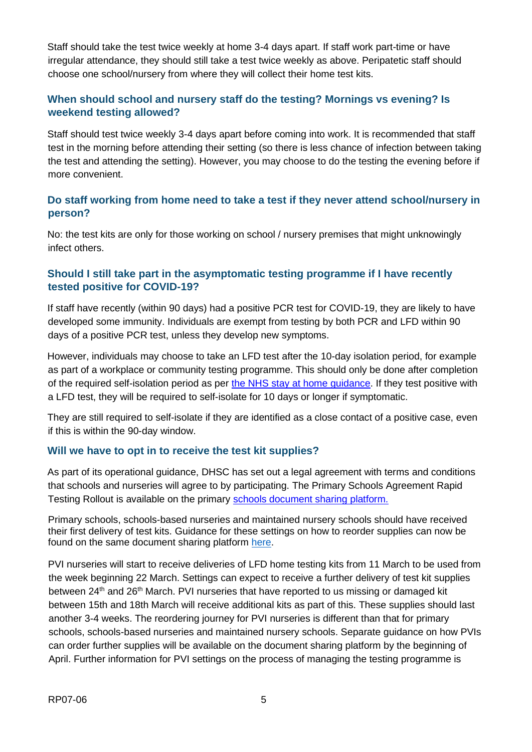Staff should take the test twice weekly at home 3-4 days apart. If staff work part-time or have irregular attendance, they should still take a test twice weekly as above. Peripatetic staff should choose one school/nursery from where they will collect their home test kits.

### When should school and nursery staff do the testing? Mornings vs evening? Is weekend testing allowed?

Staff should test twice weekly 3-4 days apart before coming into work. It is recommended that staff test in the morning before attending their setting (so there is less chance of infection between taking the test and attending the setting). However, you may choose to do the testing the evening before if more convenient.

### Do staff working from home need to take a test if they never attend school/nursery in person?

No: the test kits are only for those working on school / nursery premises that might unknowingly infect others.

### Should I still take part in the asymptomatic testing programme if I have recently tested positive for COVID-19?

If staff have recently (within 90 days) had a positive PCR test for COVID-19, they are likely to have developed some immunity. Individuals are exempt from testing by both PCR and LFD within 90 days of a positive PCR test, unless they develop new symptoms.

However, individuals may choose to take an LFD test after the 10-day isolation period, for example as part of a workplace or community testing programme. This should only be done after completion of the required self-isolation period as per [the NHS stay at home guidance](). If they test positive with a LFD test, they will be required to self-isolate for 10 days or longer if symptomatic.

They are still required to self-isolate if they are identified as a close contact of a positive case, even if this is within the 90-day window.

### Will we have to opt in to receive the test kit supplies?

As part of its operational guidance, DHSC has set out a legal agreement with terms and conditions that schools and nurseries will agree to by participating. The Primary Schools Agreement Rapid Testing Rollout is available on the primary [schools document sharing platform.]()

Primary schools, schools-based nurseries and maintained nursery schools should have received their first delivery of test kits. Guidance for these settings on how to reorder supplies can now be found on the same document sharing platform [here]().

PVI nurseries will start to receive deliveries of LFD home testing kits from 11 March to be used from the week beginning 22 March. Settings can expect to receive a further delivery of test kit supplies between 24th and 26th March. PVI nurseries that have reported to us missing or damaged kit between 15th and 18th March will receive additional kits as part of this. These supplies should last another 3-4 weeks. The reordering journey for PVI nurseries is different than that for primary schools, schools-based nurseries and maintained nursery schools. Separate guidance on how PVIs can order further supplies will be available on the document sharing platform by the beginning of April. Further information for PVI settings on the process of managing the testing programme is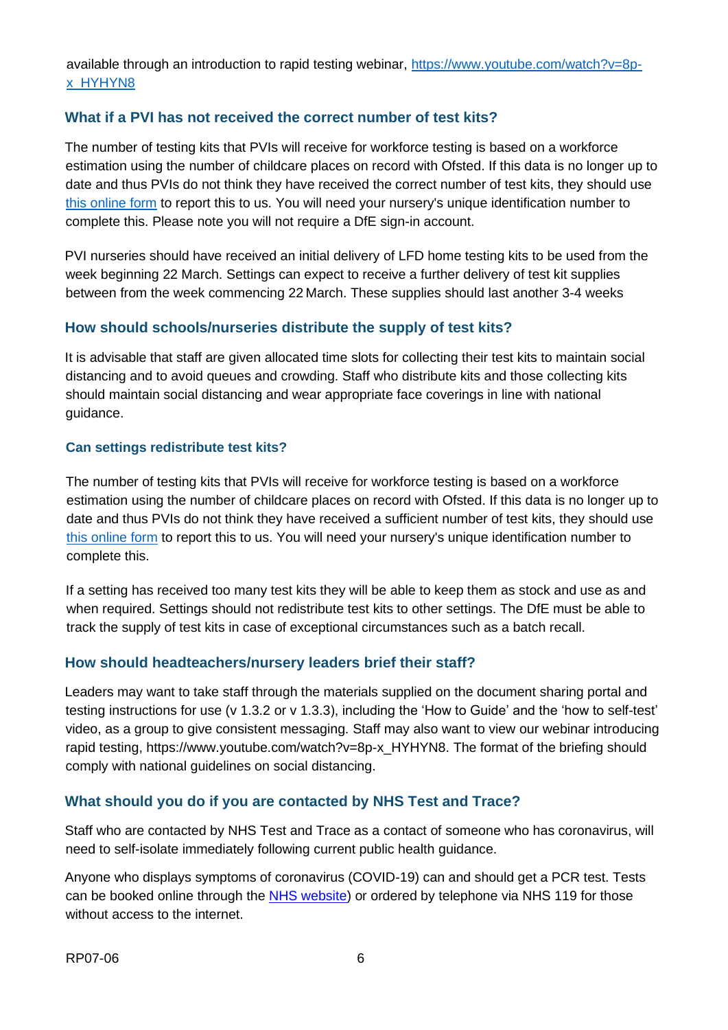available through an introduction to rapid testing webinar, [https://www.youtube.com/watch?v=8p-x_HYHYN8](https://www.youtube.com/watch?v=8p-x_HYHYN8)

## What if a PVI has not received the correct number of test kits?

The number of testing kits that PVIs will receive for workforce testing is based on a workforce estimation using the number of childcare places on record with Ofsted. If this data is no longer up to date and thus PVIs do not think they have received the correct number of test kits, they should use this online form to report this to us. You will need your nursery's unique identification number to complete this. Please note you will not require a DfE sign-in account.

PVI nurseries should have received an initial delivery of LFD home testing kits to be used from the week beginning 22 March. Settings can expect to receive a further delivery of test kit supplies between from the week commencing 22 March. These supplies should last another 3-4 weeks

## How should schools/nurseries distribute the supply of test kits?

It is advisable that staff are given allocated time slots for collecting their test kits to maintain social distancing and to avoid queues and crowding. Staff who distribute kits and those collecting kits should maintain social distancing and wear appropriate face coverings in line with national guidance.

### Can settings redistribute test kits?

The number of testing kits that PVIs will receive for workforce testing is based on a workforce estimation using the number of childcare places on record with Ofsted. If this data is no longer up to date and thus PVIs do not think they have received a sufficient number of test kits, they should use this online form to report this to us. You will need your nursery's unique identification number to complete this.

If a setting has received too many test kits they will be able to keep them as stock and use as and when required. Settings should not redistribute test kits to other settings. The DfE must be able to track the supply of test kits in case of exceptional circumstances such as a batch recall.

## How should headteachers/nursery leaders brief their staff?

Leaders may want to take staff through the materials supplied on the document sharing portal and testing instructions for use (v 1.3.2 or v 1.3.3), including the 'How to Guide' and the 'how to self-test' video, as a group to give consistent messaging. Staff may also want to view our webinar introducing rapid testing, https://www.youtube.com/watch?v=8p-x_HYHYN8. The format of the briefing should comply with national guidelines on social distancing.

## What should you do if you are contacted by NHS Test and Trace?

Staff who are contacted by NHS Test and Trace as a contact of someone who has coronavirus, will need to self-isolate immediately following current public health guidance.

Anyone who displays symptoms of coronavirus (COVID-19) can and should get a PCR test. Tests can be booked online through the NHS website) or ordered by telephone via NHS 119 for those without access to the internet.

RP07-06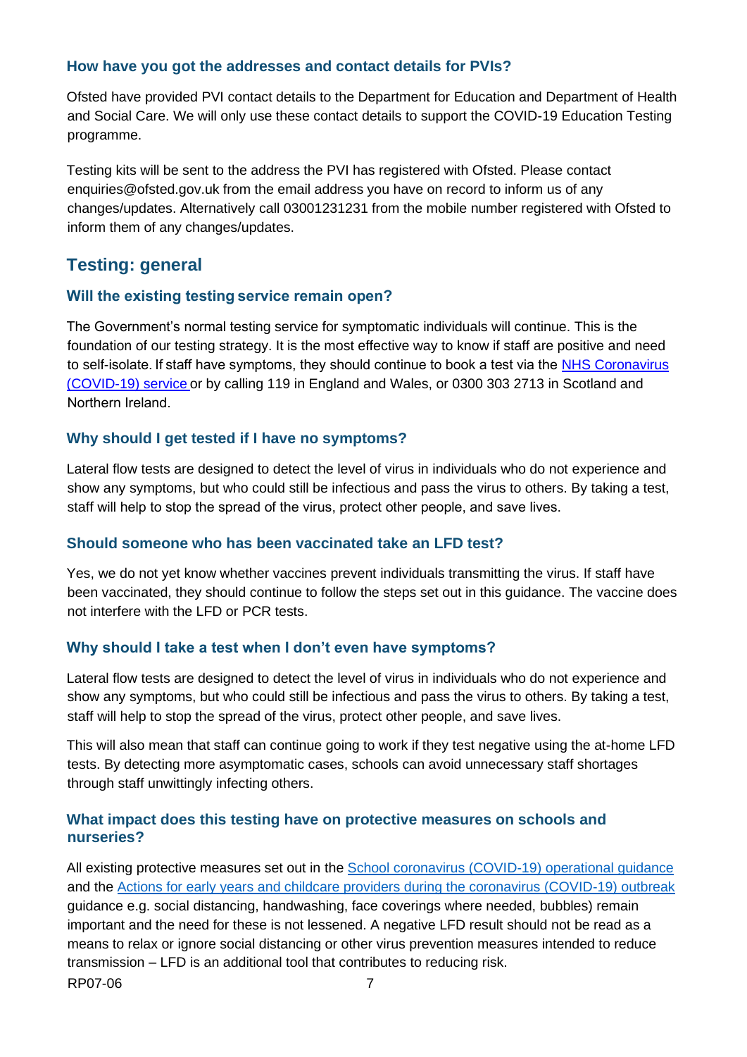### How have you got the addresses and contact details for PVIs?

Ofsted have provided PVI contact details to the Department for Education and Department of Health and Social Care. We will only use these contact details to support the COVID-19 Education Testing programme.

Testing kits will be sent to the address the PVI has registered with Ofsted. Please contact enquiries@ofsted.gov.uk from the email address you have on record to inform us of any changes/updates. Alternatively call 03001231231 from the mobile number registered with Ofsted to inform them of any changes/updates.

## Testing: general

### Will the existing testing service remain open?

The Government's normal testing service for symptomatic individuals will continue. This is the foundation of our testing strategy. It is the most effective way to know if staff are positive and need to self-isolate. If staff have symptoms, they should continue to book a test via the [NHS Coronavirus (COVID-19) service](#) or by calling 119 in England and Wales, or 0300 303 2713 in Scotland and Northern Ireland.

### Why should I get tested if I have no symptoms?

Lateral flow tests are designed to detect the level of virus in individuals who do not experience and show any symptoms, but who could still be infectious and pass the virus to others. By taking a test, staff will help to stop the spread of the virus, protect other people, and save lives.

### Should someone who has been vaccinated take an LFD test?

Yes, we do not yet know whether vaccines prevent individuals transmitting the virus. If staff have been vaccinated, they should continue to follow the steps set out in this guidance. The vaccine does not interfere with the LFD or PCR tests.

### Why should I take a test when I don't even have symptoms?

Lateral flow tests are designed to detect the level of virus in individuals who do not experience and show any symptoms, but who could still be infectious and pass the virus to others. By taking a test, staff will help to stop the spread of the virus, protect other people, and save lives.

This will also mean that staff can continue going to work if they test negative using the at-home LFD tests. By detecting more asymptomatic cases, schools can avoid unnecessary staff shortages through staff unwittingly infecting others.

### What impact does this testing have on protective measures on schools and nurseries?

All existing protective measures set out in the [School coronavirus (COVID-19) operational guidance](#) and the [Actions for early years and childcare providers during the coronavirus (COVID-19) outbreak](#) guidance e.g. social distancing, handwashing, face coverings where needed, bubbles) remain important and the need for these is not lessened. A negative LFD result should not be read as a means to relax or ignore social distancing or other virus prevention measures intended to reduce transmission – LFD is an additional tool that contributes to reducing risk.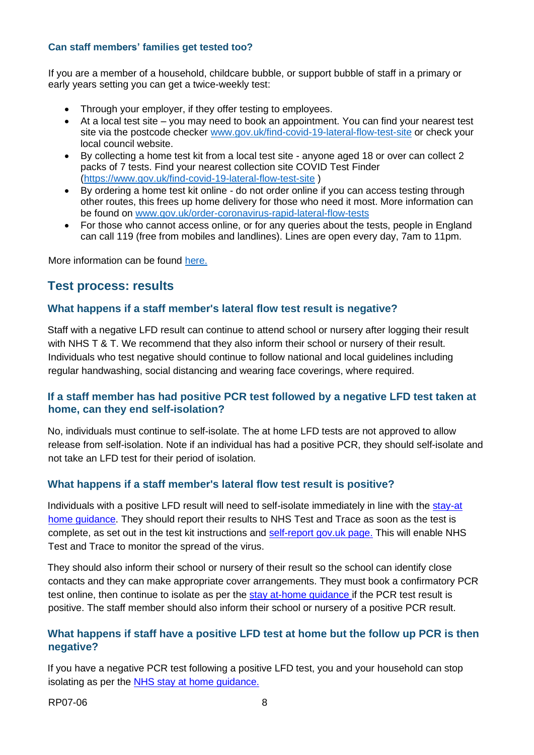### Can staff members' families get tested too?

If you are a member of a household, childcare bubble, or support bubble of staff in a primary or early years setting you can get a twice-weekly test:

- Through your employer, if they offer testing to employees.
- At a local test site – you may need to book an appointment. You can find your nearest test site via the postcode checker [www.gov.uk/find-covid-19-lateral-flow-test-site](www.gov.uk/find-covid-19-lateral-flow-test-site) or check your local council website.
- By collecting a home test kit from a local test site - anyone aged 18 or over can collect 2 packs of 7 tests. Find your nearest collection site COVID Test Finder ([https://www.gov.uk/find-covid-19-lateral-flow-test-site](https://www.gov.uk/find-covid-19-lateral-flow-test-site) )
- By ordering a home test kit online - do not order online if you can access testing through other routes, this frees up home delivery for those who need it most. More information can be found on [www.gov.uk/order-coronavirus-rapid-lateral-flow-tests](www.gov.uk/order-coronavirus-rapid-lateral-flow-tests)
- For those who cannot access online, or for any queries about the tests, people in England can call 119 (free from mobiles and landlines). Lines are open every day, 7am to 11pm.

More information can be found here.

## Test process: results

### What happens if a staff member's lateral flow test result is negative?

Staff with a negative LFD result can continue to attend school or nursery after logging their result with NHS T & T. We recommend that they also inform their school or nursery of their result. Individuals who test negative should continue to follow national and local guidelines including regular handwashing, social distancing and wearing face coverings, where required.

### If a staff member has had positive PCR test followed by a negative LFD test taken at home, can they end self-isolation?

No, individuals must continue to self-isolate. The at home LFD tests are not approved to allow release from self-isolation. Note if an individual has had a positive PCR, they should self-isolate and not take an LFD test for their period of isolation.

### What happens if a staff member's lateral flow test result is positive?

Individuals with a positive LFD result will need to self-isolate immediately in line with the stay-at home guidance. They should report their results to NHS Test and Trace as soon as the test is complete, as set out in the test kit instructions and self-report gov.uk page. This will enable NHS Test and Trace to monitor the spread of the virus.

They should also inform their school or nursery of their result so the school can identify close contacts and they can make appropriate cover arrangements. They must book a confirmatory PCR test online, then continue to isolate as per the stay at-home guidance if the PCR test result is positive. The staff member should also inform their school or nursery of a positive PCR result.

### What happens if staff have a positive LFD test at home but the follow up PCR is then negative?

If you have a negative PCR test following a positive LFD test, you and your household can stop isolating as per the NHS stay at home guidance.

RP07-06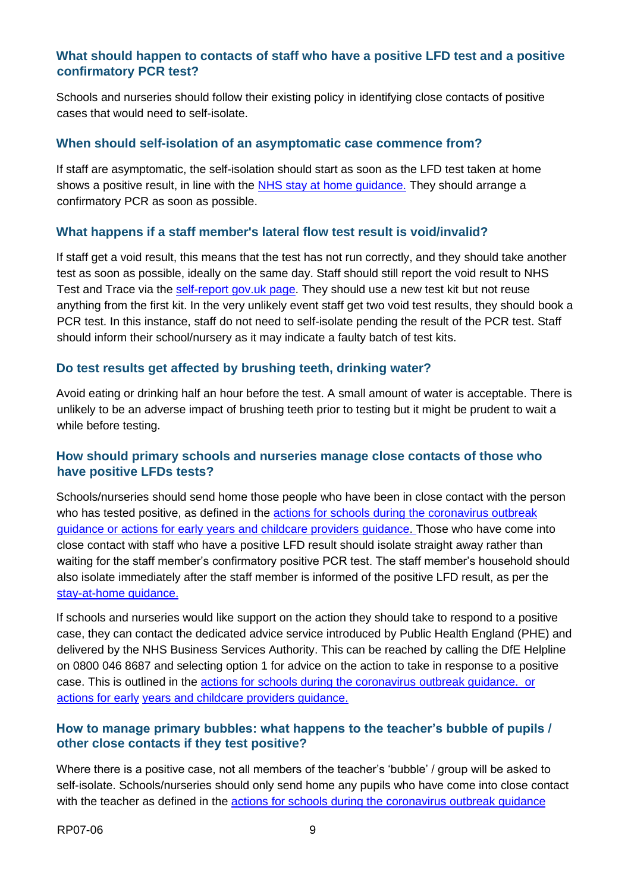### What should happen to contacts of staff who have a positive LFD test and a positive confirmatory PCR test?

Schools and nurseries should follow their existing policy in identifying close contacts of positive cases that would need to self-isolate.

### When should self-isolation of an asymptomatic case commence from?

If staff are asymptomatic, the self-isolation should start as soon as the LFD test taken at home shows a positive result, in line with the [NHS stay at home guidance.](#) They should arrange a confirmatory PCR as soon as possible.

### What happens if a staff member's lateral flow test result is void/invalid?

If staff get a void result, this means that the test has not run correctly, and they should take another test as soon as possible, ideally on the same day. Staff should still report the void result to NHS Test and Trace via the [self-report gov.uk page](#). They should use a new test kit but not reuse anything from the first kit. In the very unlikely event staff get two void test results, they should book a PCR test. In this instance, staff do not need to self-isolate pending the result of the PCR test. Staff should inform their school/nursery as it may indicate a faulty batch of test kits.

### Do test results get affected by brushing teeth, drinking water?

Avoid eating or drinking half an hour before the test. A small amount of water is acceptable. There is unlikely to be an adverse impact of brushing teeth prior to testing but it might be prudent to wait a while before testing.

### How should primary schools and nurseries manage close contacts of those who have positive LFDs tests?

Schools/nurseries should send home those people who have been in close contact with the person who has tested positive, as defined in the [actions for schools during the coronavirus outbreak guidance or actions for early years and childcare providers guidance.](#) Those who have come into close contact with staff who have a positive LFD result should isolate straight away rather than waiting for the staff member's confirmatory positive PCR test. The staff member's household should also isolate immediately after the staff member is informed of the positive LFD result, as per the [stay-at-home guidance.](#)

If schools and nurseries would like support on the action they should take to respond to a positive case, they can contact the dedicated advice service introduced by Public Health England (PHE) and delivered by the NHS Business Services Authority. This can be reached by calling the DfE Helpline on 0800 046 8687 and selecting option 1 for advice on the action to take in response to a positive case. This is outlined in the [actions for schools during the coronavirus outbreak guidance. or actions for early years and childcare providers guidance.](#)

### How to manage primary bubbles: what happens to the teacher's bubble of pupils / other close contacts if they test positive?

Where there is a positive case, not all members of the teacher's 'bubble' / group will be asked to self-isolate. Schools/nurseries should only send home any pupils who have come into close contact with the teacher as defined in the [actions for schools during the coronavirus outbreak guidance](#)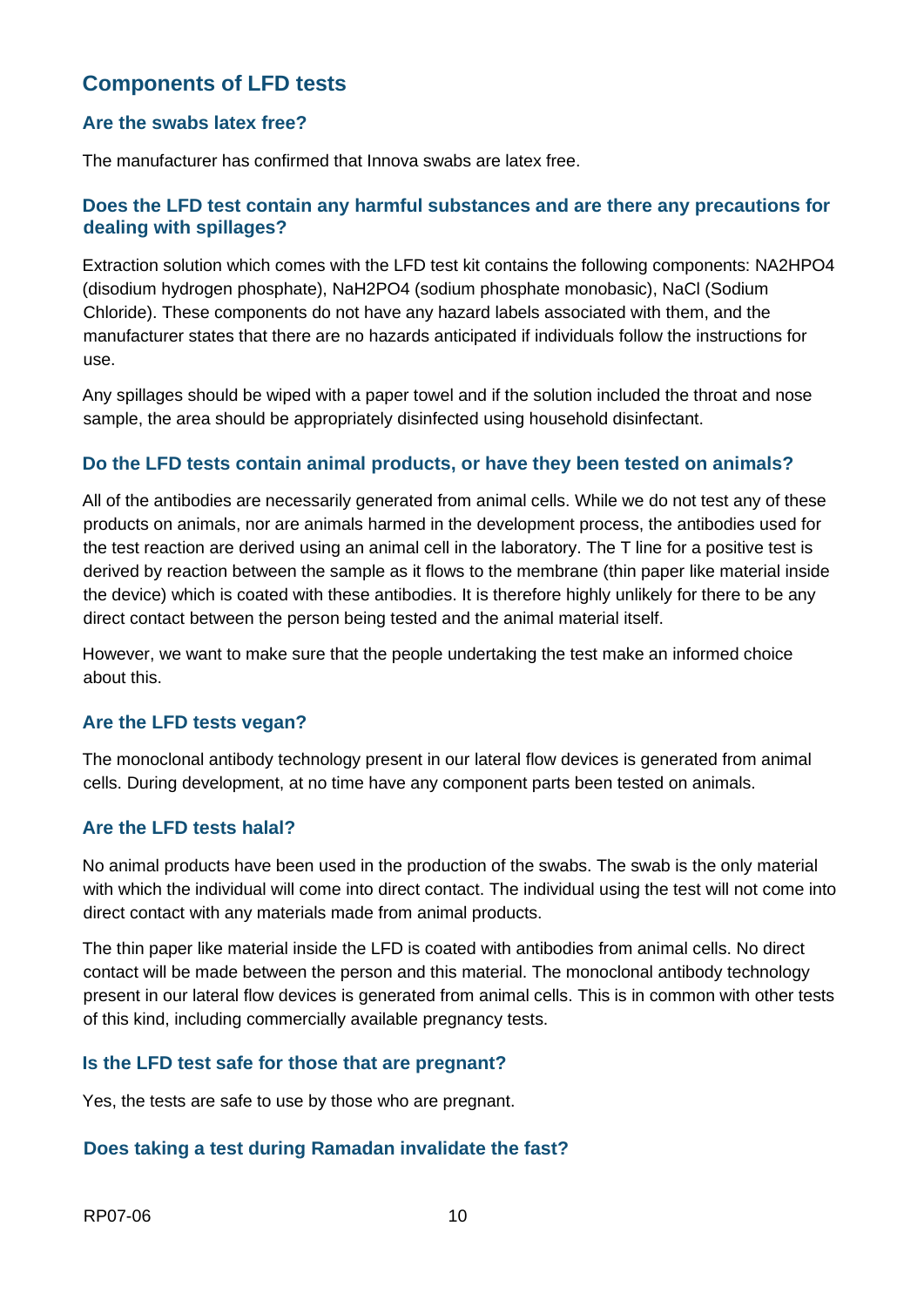## Components of LFD tests

### Are the swabs latex free?

The manufacturer has confirmed that Innova swabs are latex free.

### Does the LFD test contain any harmful substances and are there any precautions for dealing with spillages?

Extraction solution which comes with the LFD test kit contains the following components: $NA2HPO4$ (disodium hydrogen phosphate), $NaH2PO4$ (sodium phosphate monobasic), NaCl (Sodium Chloride). These components do not have any hazard labels associated with them, and the manufacturer states that there are no hazards anticipated if individuals follow the instructions for use.

Any spillages should be wiped with a paper towel and if the solution included the throat and nose sample, the area should be appropriately disinfected using household disinfectant.

### Do the LFD tests contain animal products, or have they been tested on animals?

All of the antibodies are necessarily generated from animal cells. While we do not test any of these products on animals, nor are animals harmed in the development process, the antibodies used for the test reaction are derived using an animal cell in the laboratory. The T line for a positive test is derived by reaction between the sample as it flows to the membrane (thin paper like material inside the device) which is coated with these antibodies. It is therefore highly unlikely for there to be any direct contact between the person being tested and the animal material itself.

However, we want to make sure that the people undertaking the test make an informed choice about this.

### Are the LFD tests vegan?

The monoclonal antibody technology present in our lateral flow devices is generated from animal cells. During development, at no time have any component parts been tested on animals.

### Are the LFD tests halal?

No animal products have been used in the production of the swabs. The swab is the only material with which the individual will come into direct contact. The individual using the test will not come into direct contact with any materials made from animal products.

The thin paper like material inside the LFD is coated with antibodies from animal cells. No direct contact will be made between the person and this material. The monoclonal antibody technology present in our lateral flow devices is generated from animal cells. This is in common with other tests of this kind, including commercially available pregnancy tests.

### Is the LFD test safe for those that are pregnant?

Yes, the tests are safe to use by those who are pregnant.

### Does taking a test during Ramadan invalidate the fast?

RP07-06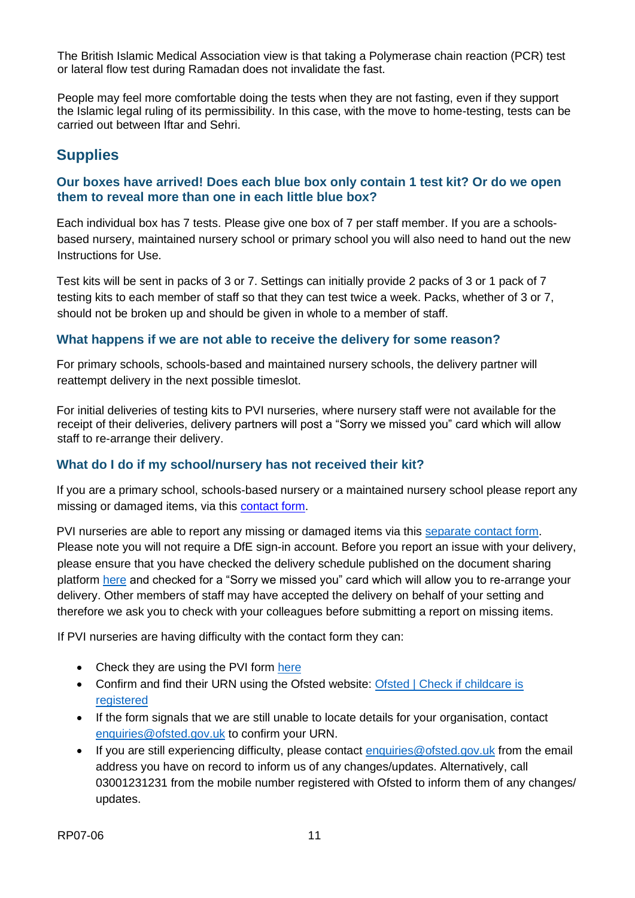The British Islamic Medical Association view is that taking a Polymerase chain reaction (PCR) test or lateral flow test during Ramadan does not invalidate the fast.

People may feel more comfortable doing the tests when they are not fasting, even if they support the Islamic legal ruling of its permissibility. In this case, with the move to home-testing, tests can be carried out between Iftar and Sehri.

## Supplies

### Our boxes have arrived! Does each blue box only contain 1 test kit? Or do we open them to reveal more than one in each little blue box?

Each individual box has 7 tests. Please give one box of 7 per staff member. If you are a schools-based nursery, maintained nursery school or primary school you will also need to hand out the new Instructions for Use.

Test kits will be sent in packs of 3 or 7. Settings can initially provide 2 packs of 3 or 1 pack of 7 testing kits to each member of staff so that they can test twice a week. Packs, whether of 3 or 7, should not be broken up and should be given in whole to a member of staff.

### What happens if we are not able to receive the delivery for some reason?

For primary schools, schools-based and maintained nursery schools, the delivery partner will reattempt delivery in the next possible timeslot.

For initial deliveries of testing kits to PVI nurseries, where nursery staff were not available for the receipt of their deliveries, delivery partners will post a "Sorry we missed you" card which will allow staff to re-arrange their delivery.

### What do I do if my school/nursery has not received their kit?

If you are a primary school, schools-based nursery or a maintained nursery school please report any missing or damaged items, via this [contact form](#).

PVI nurseries are able to report any missing or damaged items via this [separate contact form](#). Please note you will not require a DfE sign-in account. Before you report an issue with your delivery, please ensure that you have checked the delivery schedule published on the document sharing platform [here](#) and checked for a "Sorry we missed you" card which will allow you to re-arrange your delivery. Other members of staff may have accepted the delivery on behalf of your setting and therefore we ask you to check with your colleagues before submitting a report on missing items.

If PVI nurseries are having difficulty with the contact form they can:

- Check they are using the PVI form [here](#)
- Confirm and find their URN using the Ofsted website: [Ofsted | Check if childcare is registered](#)
- If the form signals that we are still unable to locate details for your organisation, contact [enquiries@ofsted.gov.uk](mailto:enquiries@ofsted.gov.uk) to confirm your URN.
- If you are still experiencing difficulty, please contact [enquiries@ofsted.gov.uk](mailto:enquiries@ofsted.gov.uk) from the email address you have on record to inform us of any changes/updates. Alternatively, call 03001231231 from the mobile number registered with Ofsted to inform them of any changes/ updates.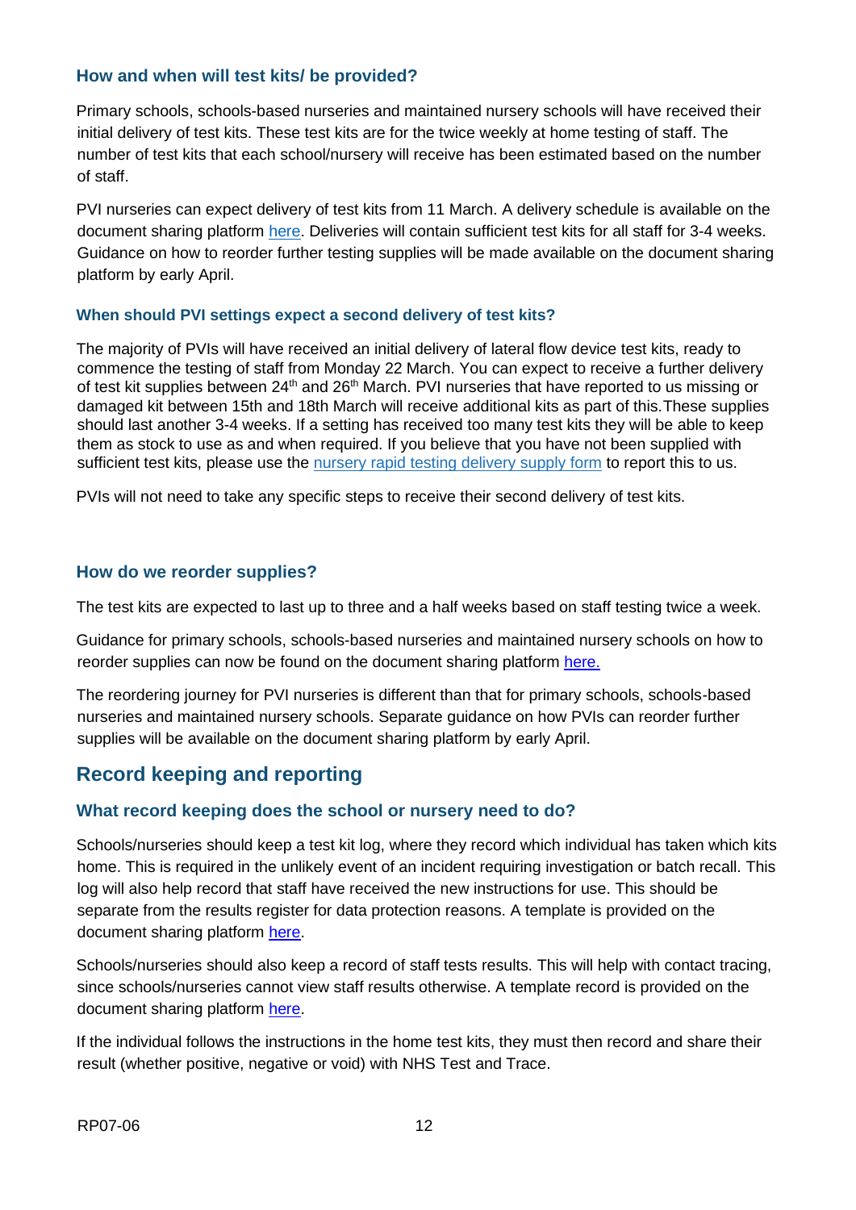### How and when will test kits/ be provided?

Primary schools, schools-based nurseries and maintained nursery schools will have received their initial delivery of test kits. These test kits are for the twice weekly at home testing of staff. The number of test kits that each school/nursery will receive has been estimated based on the number of staff.

PVI nurseries can expect delivery of test kits from 11 March. A delivery schedule is available on the document sharing platform here. Deliveries will contain sufficient test kits for all staff for 3-4 weeks. Guidance on how to reorder further testing supplies will be made available on the document sharing platform by early April.

### When should PVI settings expect a second delivery of test kits?

The majority of PVIs will have received an initial delivery of lateral flow device test kits, ready to commence the testing of staff from Monday 22 March. You can expect to receive a further delivery of test kit supplies between 24th and 26th March. PVI nurseries that have reported to us missing or damaged kit between 15th and 18th March will receive additional kits as part of this.These supplies should last another 3-4 weeks. If a setting has received too many test kits they will be able to keep them as stock to use as and when required. If you believe that you have not been supplied with sufficient test kits, please use the nursery rapid testing delivery supply form to report this to us.

PVIs will not need to take any specific steps to receive their second delivery of test kits.

### How do we reorder supplies?

The test kits are expected to last up to three and a half weeks based on staff testing twice a week.

Guidance for primary schools, schools-based nurseries and maintained nursery schools on how to reorder supplies can now be found on the document sharing platform here.

The reordering journey for PVI nurseries is different than that for primary schools, schools-based nurseries and maintained nursery schools. Separate guidance on how PVIs can reorder further supplies will be available on the document sharing platform by early April.

## Record keeping and reporting

### What record keeping does the school or nursery need to do?

Schools/nurseries should keep a test kit log, where they record which individual has taken which kits home. This is required in the unlikely event of an incident requiring investigation or batch recall. This log will also help record that staff have received the new instructions for use. This should be separate from the results register for data protection reasons. A template is provided on the document sharing platform here.

Schools/nurseries should also keep a record of staff tests results. This will help with contact tracing, since schools/nurseries cannot view staff results otherwise. A template record is provided on the document sharing platform here.

If the individual follows the instructions in the home test kits, they must then record and share their result (whether positive, negative or void) with NHS Test and Trace.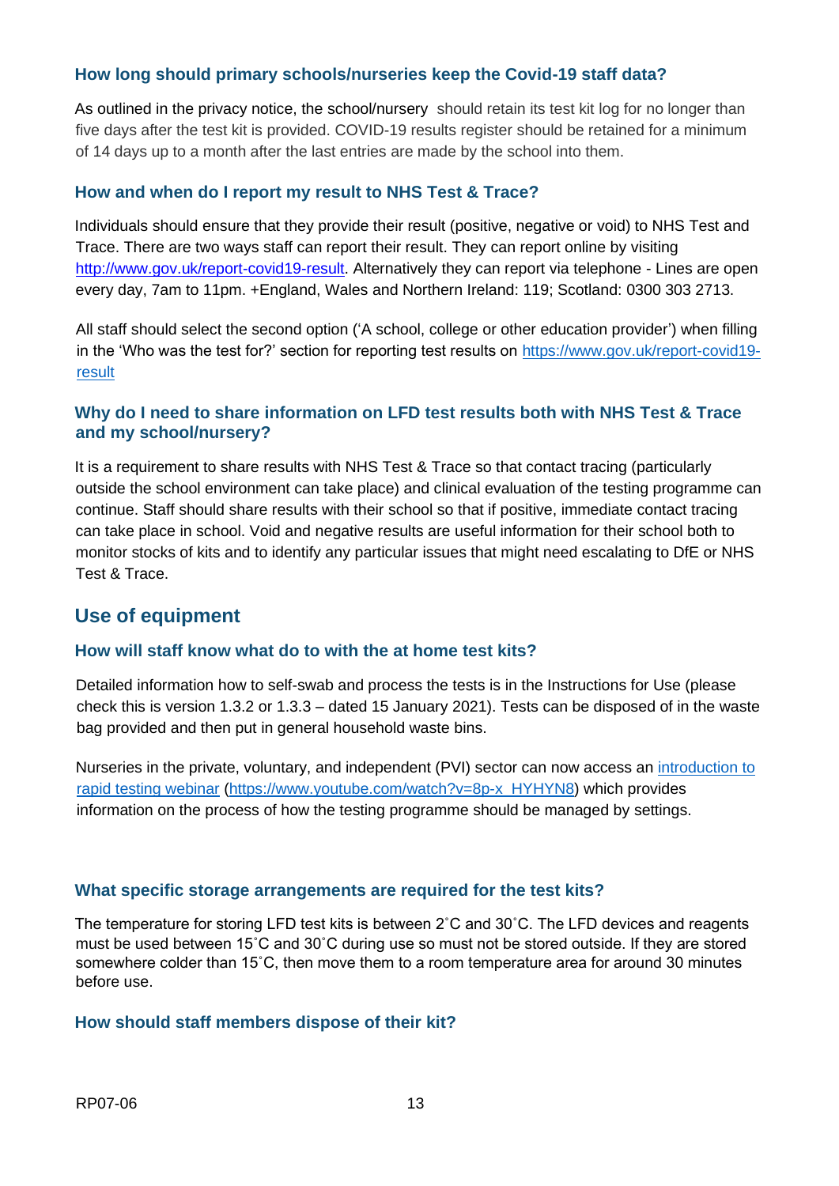### How long should primary schools/nurseries keep the Covid-19 staff data?

As outlined in the privacy notice, the school/nursery should retain its test kit log for no longer than five days after the test kit is provided. COVID-19 results register should be retained for a minimum of 14 days up to a month after the last entries are made by the school into them.

### How and when do I report my result to NHS Test & Trace?

Individuals should ensure that they provide their result (positive, negative or void) to NHS Test and Trace. There are two ways staff can report their result. They can report online by visiting [http://www.gov.uk/report-covid19-result](http://www.gov.uk/report-covid19-result). Alternatively they can report via telephone - Lines are open every day, 7am to 11pm. +England, Wales and Northern Ireland: 119; Scotland: 0300 303 2713.

All staff should select the second option ('A school, college or other education provider') when filling in the 'Who was the test for?' section for reporting test results on [https://www.gov.uk/report-covid19-result](https://www.gov.uk/report-covid19-result)

### Why do I need to share information on LFD test results both with NHS Test & Trace and my school/nursery?

It is a requirement to share results with NHS Test & Trace so that contact tracing (particularly outside the school environment can take place) and clinical evaluation of the testing programme can continue. Staff should share results with their school so that if positive, immediate contact tracing can take place in school. Void and negative results are useful information for their school both to monitor stocks of kits and to identify any particular issues that might need escalating to DfE or NHS Test & Trace.

## Use of equipment

### How will staff know what do to with the at home test kits?

Detailed information how to self-swab and process the tests is in the Instructions for Use (please check this is version 1.3.2 or 1.3.3 – dated 15 January 2021). Tests can be disposed of in the waste bag provided and then put in general household waste bins.

Nurseries in the private, voluntary, and independent (PVI) sector can now access an [introduction to rapid testing webinar](https://www.youtube.com/watch?v=8p-x_HYHYN8) ([https://www.youtube.com/watch?v=8p-x_HYHYN8](https://www.youtube.com/watch?v=8p-x_HYHYN8)) which provides information on the process of how the testing programme should be managed by settings.

### What specific storage arrangements are required for the test kits?

The temperature for storing LFD test kits is between 2˚C and 30˚C. The LFD devices and reagents must be used between 15˚C and 30˚C during use so must not be stored outside. If they are stored somewhere colder than 15˚C, then move them to a room temperature area for around 30 minutes before use.

### How should staff members dispose of their kit?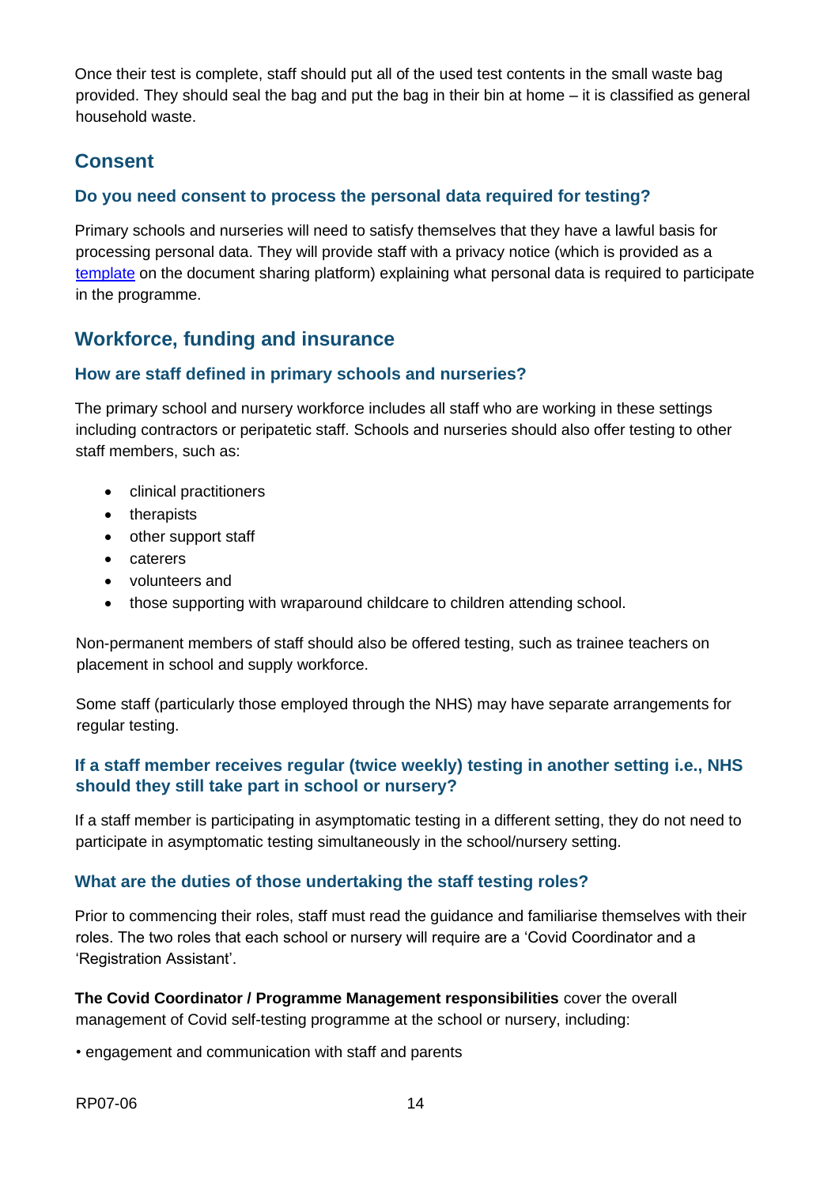Once their test is complete, staff should put all of the used test contents in the small waste bag provided. They should seal the bag and put the bag in their bin at home – it is classified as general household waste.

## Consent

### Do you need consent to process the personal data required for testing?

Primary schools and nurseries will need to satisfy themselves that they have a lawful basis for processing personal data. They will provide staff with a privacy notice (which is provided as a template on the document sharing platform) explaining what personal data is required to participate in the programme.

## Workforce, funding and insurance

### How are staff defined in primary schools and nurseries?

The primary school and nursery workforce includes all staff who are working in these settings including contractors or peripatetic staff. Schools and nurseries should also offer testing to other staff members, such as:

- clinical practitioners
- therapists
- other support staff
- caterers
- volunteers and
- those supporting with wraparound childcare to children attending school.

Non-permanent members of staff should also be offered testing, such as trainee teachers on placement in school and supply workforce.

Some staff (particularly those employed through the NHS) may have separate arrangements for regular testing.

### If a staff member receives regular (twice weekly) testing in another setting i.e., NHS should they still take part in school or nursery?

If a staff member is participating in asymptomatic testing in a different setting, they do not need to participate in asymptomatic testing simultaneously in the school/nursery setting.

### What are the duties of those undertaking the staff testing roles?

Prior to commencing their roles, staff must read the guidance and familiarise themselves with their roles. The two roles that each school or nursery will require are a 'Covid Coordinator and a 'Registration Assistant'.

**The Covid Coordinator / Programme Management responsibilities** cover the overall management of Covid self-testing programme at the school or nursery, including:

- engagement and communication with staff and parents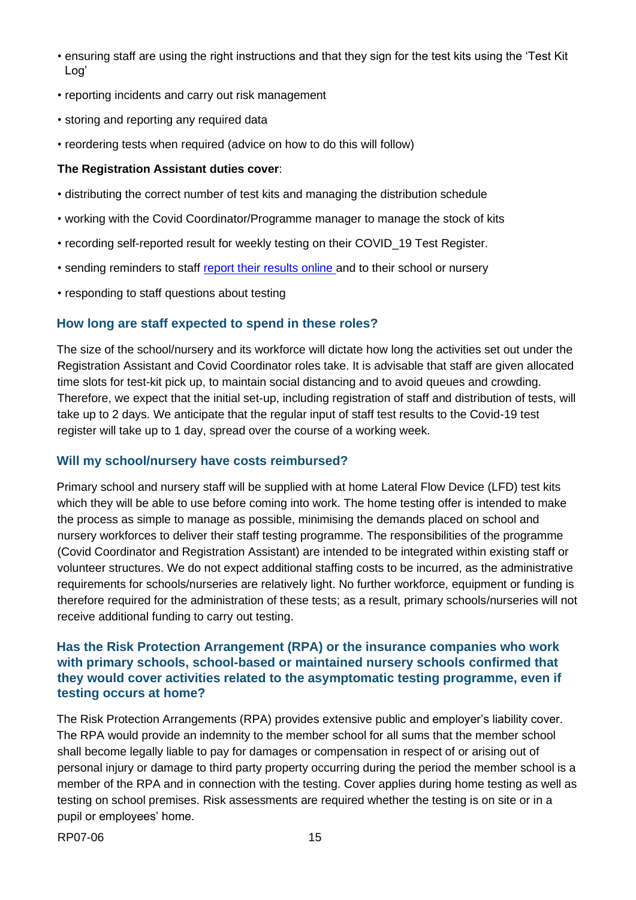- ensuring staff are using the right instructions and that they sign for the test kits using the 'Test Kit Log'
- reporting incidents and carry out risk management
- storing and reporting any required data
- reordering tests when required (advice on how to do this will follow)

**The Registration Assistant duties cover**:

- distributing the correct number of test kits and managing the distribution schedule
- working with the Covid Coordinator/Programme manager to manage the stock of kits
- recording self-reported result for weekly testing on their COVID_19 Test Register.
- sending reminders to staff [report their results online](#) and to their school or nursery
- responding to staff questions about testing

### How long are staff expected to spend in these roles?

The size of the school/nursery and its workforce will dictate how long the activities set out under the Registration Assistant and Covid Coordinator roles take. It is advisable that staff are given allocated time slots for test-kit pick up, to maintain social distancing and to avoid queues and crowding. Therefore, we expect that the initial set-up, including registration of staff and distribution of tests, will take up to 2 days. We anticipate that the regular input of staff test results to the Covid-19 test register will take up to 1 day, spread over the course of a working week.

### Will my school/nursery have costs reimbursed?

Primary school and nursery staff will be supplied with at home Lateral Flow Device (LFD) test kits which they will be able to use before coming into work. The home testing offer is intended to make the process as simple to manage as possible, minimising the demands placed on school and nursery workforces to deliver their staff testing programme. The responsibilities of the programme (Covid Coordinator and Registration Assistant) are intended to be integrated within existing staff or volunteer structures. We do not expect additional staffing costs to be incurred, as the administrative requirements for schools/nurseries are relatively light. No further workforce, equipment or funding is therefore required for the administration of these tests; as a result, primary schools/nurseries will not receive additional funding to carry out testing.

### Has the Risk Protection Arrangement (RPA) or the insurance companies who work with primary schools, school-based or maintained nursery schools confirmed that they would cover activities related to the asymptomatic testing programme, even if testing occurs at home?

The Risk Protection Arrangements (RPA) provides extensive public and employer's liability cover. The RPA would provide an indemnity to the member school for all sums that the member school shall become legally liable to pay for damages or compensation in respect of or arising out of personal injury or damage to third party property occurring during the period the member school is a member of the RPA and in connection with the testing. Cover applies during home testing as well as testing on school premises. Risk assessments are required whether the testing is on site or in a pupil or employees' home.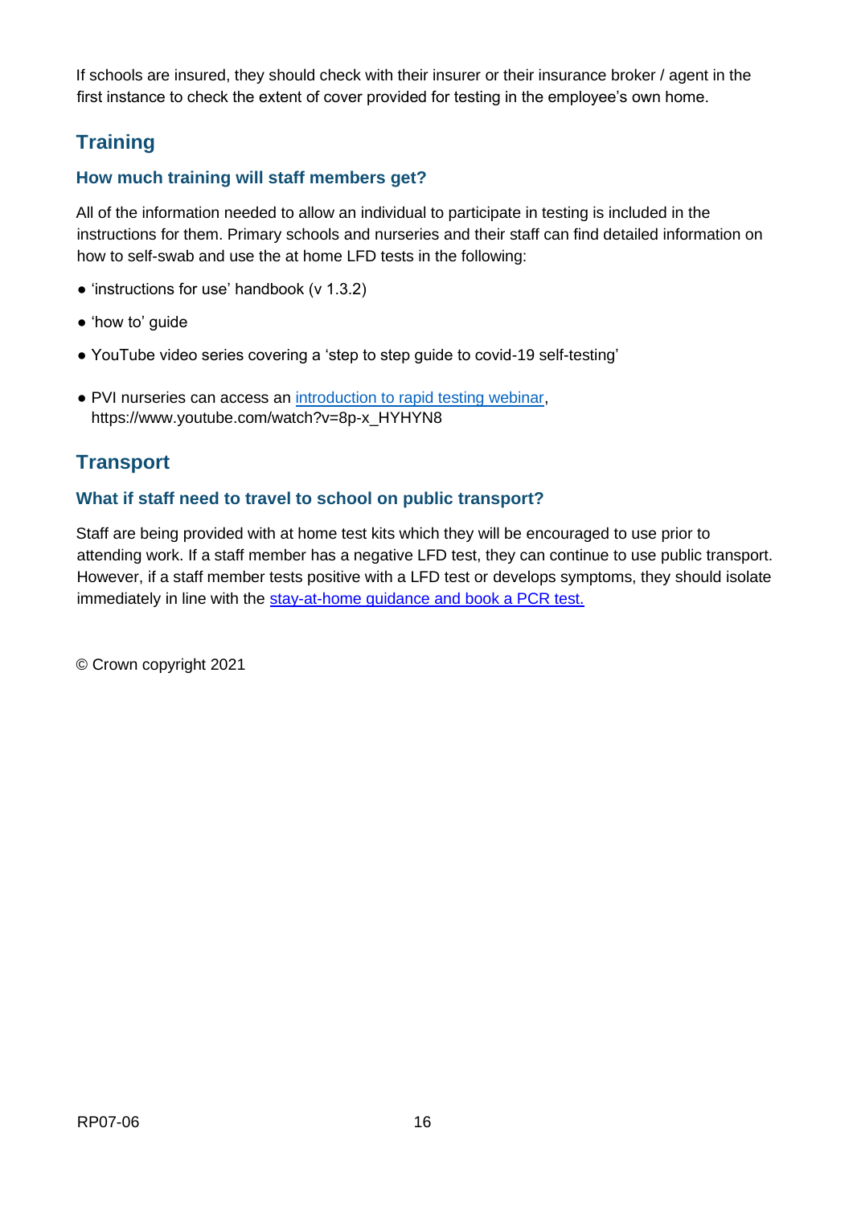If schools are insured, they should check with their insurer or their insurance broker / agent in the first instance to check the extent of cover provided for testing in the employee's own home.

## Training

### How much training will staff members get?

All of the information needed to allow an individual to participate in testing is included in the instructions for them. Primary schools and nurseries and their staff can find detailed information on how to self-swab and use the at home LFD tests in the following:

- 'instructions for use' handbook (v 1.3.2)
- 'how to' guide
- YouTube video series covering a 'step to step guide to covid-19 self-testing'
- PVI nurseries can access an introduction to rapid testing webinar, https://www.youtube.com/watch?v=8p-x_HYHYN8

## Transport

### What if staff need to travel to school on public transport?

Staff are being provided with at home test kits which they will be encouraged to use prior to attending work. If a staff member has a negative LFD test, they can continue to use public transport. However, if a staff member tests positive with a LFD test or develops symptoms, they should isolate immediately in line with the stay-at-home guidance and book a PCR test.

© Crown copyright 2021

RP07-06